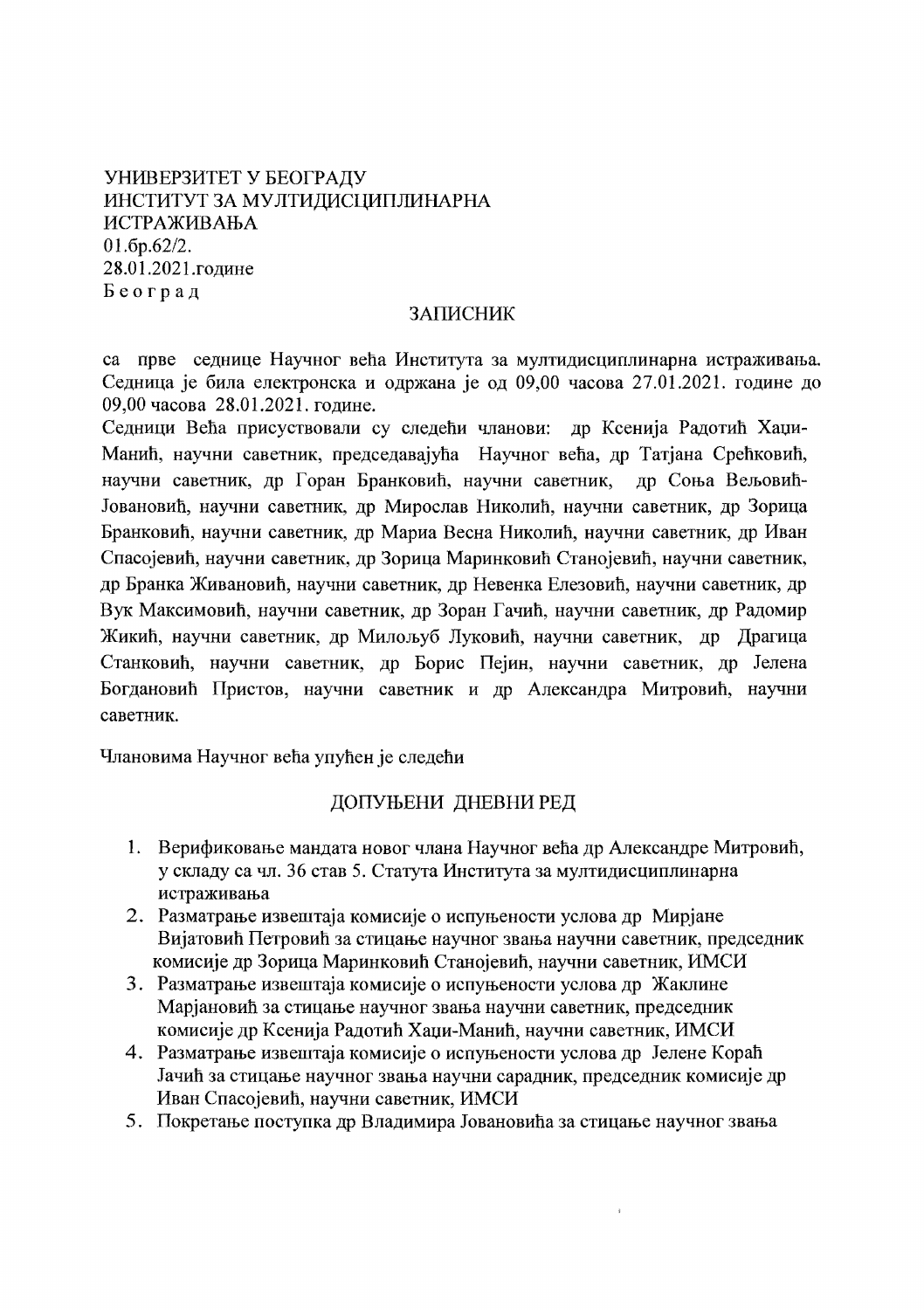УНИВЕРЗИТЕТ У БЕОГРАДУ
ИНСТИТУТ ЗА МУЛТИДИСЦИПЛИНАРНА ИСТРАЖИВАЊА
01.бр.62/2.
28.01.2021.године
Београд

## ЗАПИСНИК

са прве седнице Научног већа Института за мултидисциплинарна истраживања. Седница је била електронска и одржана је од 09,00 часова 27.01.2021. године до 09,00 часова 28.01.2021. године.

Седници Већа присуствовали су следећи чланови: др Ксенија Радотић Хаџи-Манић, научни саветник, председавајућа Научног већа, др Татјана Срећковић, научни саветник, др Горан Бранковић, научни саветник, др Соња Вељовић-Јовановић, научни саветник, др Мирослав Николић, научни саветник, др Зорица Бранковић, научни саветник, др Мариа Весна Николић, научни саветник, др Иван Спасојевић, научни саветник, др Зорица Маринковић Станојевић, научни саветник, др Бранка Живановић, научни саветник, др Невенка Елезовић, научни саветник, др Вук Максимовић, научни саветник, др Зоран Гачић, научни саветник, др Радомир Жикић, научни саветник, др Милољуб Луковић, научни саветник, др Драгица Станковић, научни саветник, др Борис Пејин, научни саветник, др Јелена Богдановић Пристов, научни саветник и др Александра Митровић, научни саветник.

Члановима Научног већа упућен је следећи

## ДОПУЊЕНИ ДНЕВНИ РЕД

1. Верификовање мандата новог члана Научног већа др Александре Митровић, у складу са чл. 36 став 5. Статута Института за мултидисциплинарна истраживања
2. Разматрање извештаја комисије о испуњености услова др Мирјане Вијатовић Петровић за стицање научног звања научни саветник, председник комисије др Зорица Маринковић Станојевић, научни саветник, ИМСИ
3. Разматрање извештаја комисије о испуњености услова др Жаклине Марјановић за стицање научног звања научни саветник, председник комисије др Ксенија Радотић Хаџи-Манић, научни саветник, ИМСИ
4. Разматрање извештаја комисије о испуњености услова др Јелене Кораћ Јачић за стицање научног звања научни сарадник, председник комисије др Иван Спасојевић, научни саветник, ИМСИ
5. Покретање поступка др Владимира Јовановића за стицање научног звања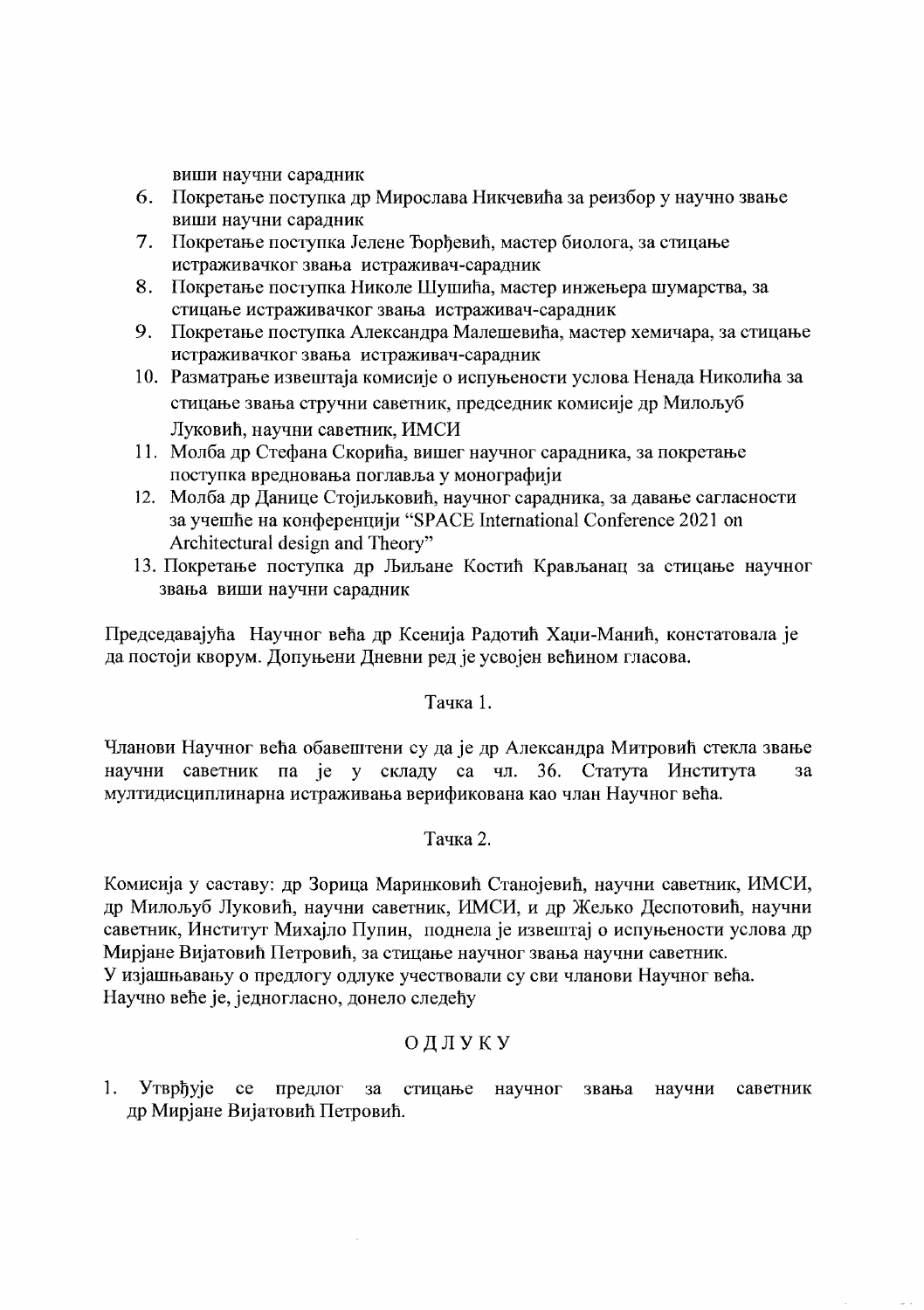виши научни сарадник

6. Покретање поступка др Мирослава Никчевића за реизбор у научно звање виши научни сарадник
7. Покретање поступка Јелене Ђорђевић, мастер биолога, за стицање истраживачког звања истраживач-сарадник
8. Покретање поступка Николе Шушића, мастер инжењера шумарства, за стицање истраживачког звања истраживач-сарадник
9. Покретање поступка Александра Малешевића, мастер хемичара, за стицање истраживачког звања истраживач-сарадник
10. Разматрање извештаја комисије о испуњености услова Ненада Николића за стицање звања стручни саветник, председник комисије др Милољуб Луковић, научни саветник, ИМСИ
11. Молба др Стефана Скорића, вишег научног сарадника, за покретање поступка вредновања поглавља у монографији
12. Молба др Данице Стојиљковић, научног сарадника, за давање сагласности за учешће на конференцији "SPACE International Conference 2021 on Architectural design and Theory"
13. Покретање поступка др Љиљане Костић Крављанац за стицање научног звања виши научни сарадник

Председавајућа Научног већа др Ксенија Радотић Хаџи-Манић, констатовала је да постоји кворум. Допуњени Дневни ред је усвојен већином гласова.

Тачка 1.

Чланови Научног већа обавештени су да је др Александра Митровић стекла звање научни саветник па је у складу са чл. 36. Статута Института за мултидисциплинарна истраживања верификована као члан Научног већа.

Тачка 2.

Комисија у саставу: др Зорица Маринковић Станојевић, научни саветник, ИМСИ, др Милољуб Луковић, научни саветник, ИМСИ, и др Жељко Деспотовић, научни саветник, Институт Михајло Пупин, поднела је извештај о испуњености услова др Мирјане Вијатовић Петровић, за стицање научног звања научни саветник.
У изјашњавању о предлогу одлуке учествовали су сви чланови Научног већа.
Научно веће је, једногласно, донело следећу

ОДЛУКУ

1. Утврђује се предлог за стицање научног звања научни саветник др Мирјане Вијатовић Петровић.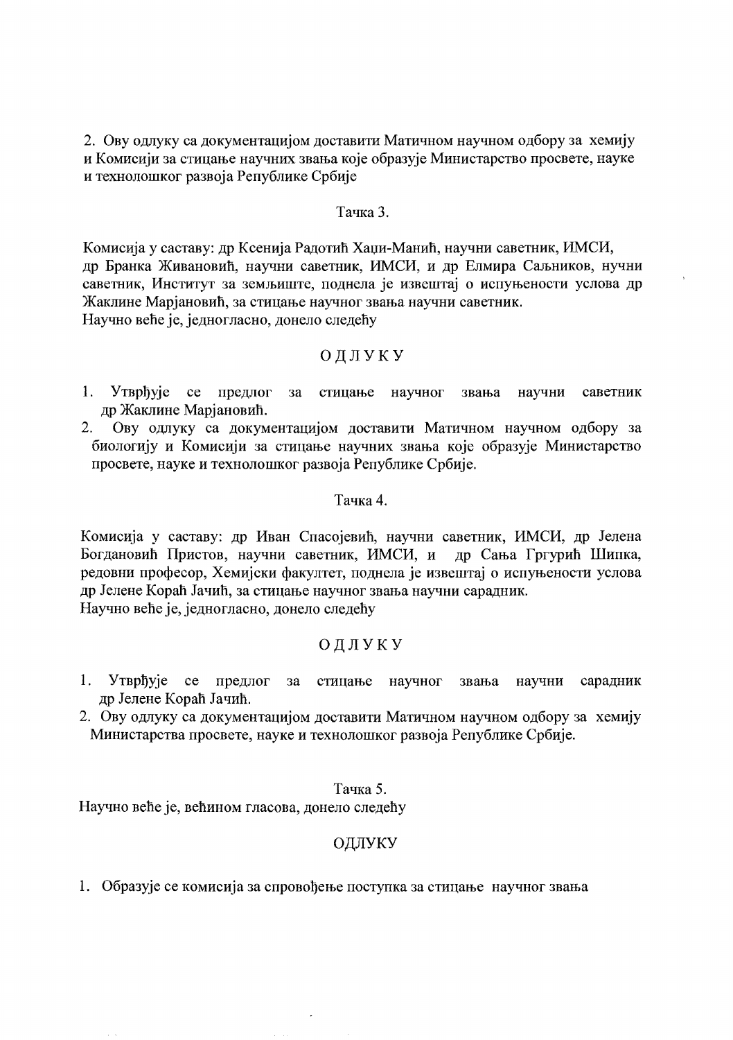2. Ову одлуку са документацијом доставити Матичном научном одбору за хемију и Комисији за стицање научних звања које образује Министарство просвете, науке и технолошког развоја Републике Србије

Тачка 3.

Комисија у саставу: др Ксенија Радотић Хаџи-Манић, научни саветник, ИМСИ, др Бранка Живановић, научни саветник, ИМСИ, и др Елмира Саљников, нучни саветник, Институт за земљиште, поднела је извештај о испуњености услова др Жаклине Марјановић, за стицање научног звања научни саветник.
Научно веће је, једногласно, донело следећу

ОДЛУКУ

1. Утврђује се предлог за стицање научног звања научни саветник др Жаклине Марјановић.
2. Ову одлуку са документацијом доставити Матичном научном одбору за биологију и Комисији за стицање научних звања које образује Министарство просвете, науке и технолошког развоја Републике Србије.

Тачка 4.

Комисија у саставу: др Иван Спасојевић, научни саветник, ИМСИ, др Јелена Богдановић Пристов, научни саветник, ИМСИ, и др Сања Гргурић Шипка, редовни професор, Хемијски факултет, поднела је извештај о испуњености услова др Јелене Кораћ Јачић, за стицање научног звања научни сарадник.
Научно веће је, једногласно, донело следећу

ОДЛУКУ

1. Утврђује се предлог за стицање научног звања научни сарадник др Јелене Кораћ Јачић.
2. Ову одлуку са документацијом доставити Матичном научном одбору за хемију Министарства просвете, науке и технолошког развоја Републике Србије.

Тачка 5.

Научно веће је, већином гласова, донело следећу

ОДЛУКУ

1. Образује се комисија за спровођење поступка за стицање научног звања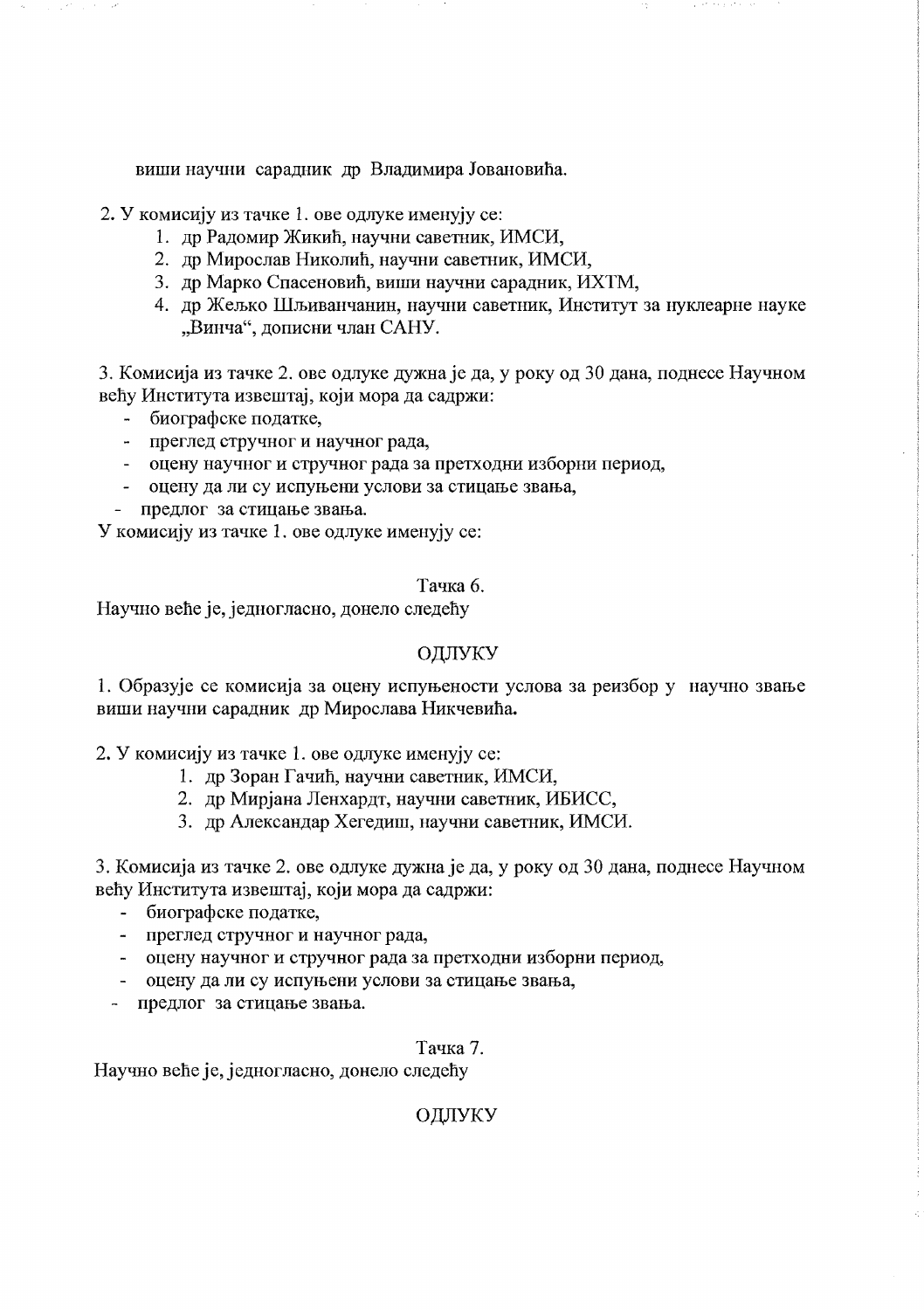виши научни сарадник др Владимира Јовановића.

2. У комисију из тачке 1. ове одлуке именују се:
   1. др Радомир Жикић, научни саветник, ИМСИ,
   2. др Мирослав Николић, научни саветник, ИМСИ,
   3. др Марко Спасеновић, виши научни сарадник, ИХТМ,
   4. др Жељко Шљиванчанин, научни саветник, Институт за нуклеарне науке „Винча", дописни члан САНУ.

3. Комисија из тачке 2. ове одлуке дужна је да, у року од 30 дана, поднесе Научном већу Института извештај, који мора да садржи:
- биографске податке,
- преглед стручног и научног рада,
- оцену научног и стручног рада за претходни изборни период,
- оцену да ли су испуњени услови за стицање звања,
- предлог за стицање звања.

У комисију из тачке 1. ове одлуке именују се:

Тачка 6.

Научно веће је, једногласно, донело следећу

ОДЛУКУ

1. Образује се комисија за оцену испуњености услова за реизбор у научно звање виши научни сарадник др Мирослава Никчевића.

2. У комисију из тачке 1. ове одлуке именују се:
   1. др Зоран Гачић, научни саветник, ИМСИ,
   2. др Мирјана Ленхардт, научни саветник, ИБИСС,
   3. др Александар Хегедиш, научни саветник, ИМСИ.

3. Комисија из тачке 2. ове одлуке дужна је да, у року од 30 дана, поднесе Научном већу Института извештај, који мора да садржи:
- биографске податке,
- преглед стручног и научног рада,
- оцену научног и стручног рада за претходни изборни период,
- оцену да ли су испуњени услови за стицање звања,
- предлог за стицање звања.

Тачка 7.

Научно веће је, једногласно, донело следећу

ОДЛУКУ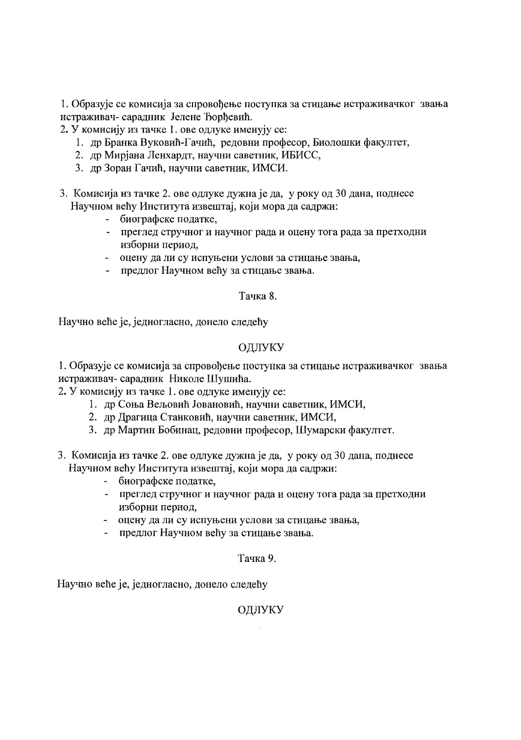1. Образује се комисија за спровођење поступка за стицање истраживачког звања истраживач- сарадник Јелене Ђорђевић.

2. У комисију из тачке 1. ове одлуке именују се:
   1. др Бранка Вуковић-Гачић, редовни професор, Биолошки факултет,
   2. др Мирјана Ленхардт, научни саветник, ИБИСС,
   3. др Зоран Гачић, научни саветник, ИМСИ.

3. Комисија из тачке 2. ове одлуке дужна је да, у року од 30 дана, поднесе Научном већу Института извештај, који мора да садржи:
   - биографске податке,
   - преглед стручног и научног рада и оцену тога рада за претходни изборни период,
   - оцену да ли су испуњени услови за стицање звања,
   - предлог Научном већу за стицање звања.

Тачка 8.

Научно веће је, једногласно, донело следећу

ОДЛУКУ

1. Образује се комисија за спровођење поступка за стицање истраживачког звања истраживач- сарадник Николе Шушића.

2. У комисију из тачке 1. ове одлуке именују се:
   1. др Соња Вељовић Јовановић, научни саветник, ИМСИ,
   2. др Драгица Станковић, научни саветник, ИМСИ,
   3. др Мартин Бобинац, редовни професор, Шумарски факултет.

3. Комисија из тачке 2. ове одлуке дужна је да, у року од 30 дана, поднесе Научном већу Института извештај, који мора да садржи:
   - биографске податке,
   - преглед стручног и научног рада и оцену тога рада за претходни изборни период,
   - оцену да ли су испуњени услови за стицање звања,
   - предлог Научном већу за стицање звања.

Тачка 9.

Научно веће је, једногласно, донело следећу

ОДЛУКУ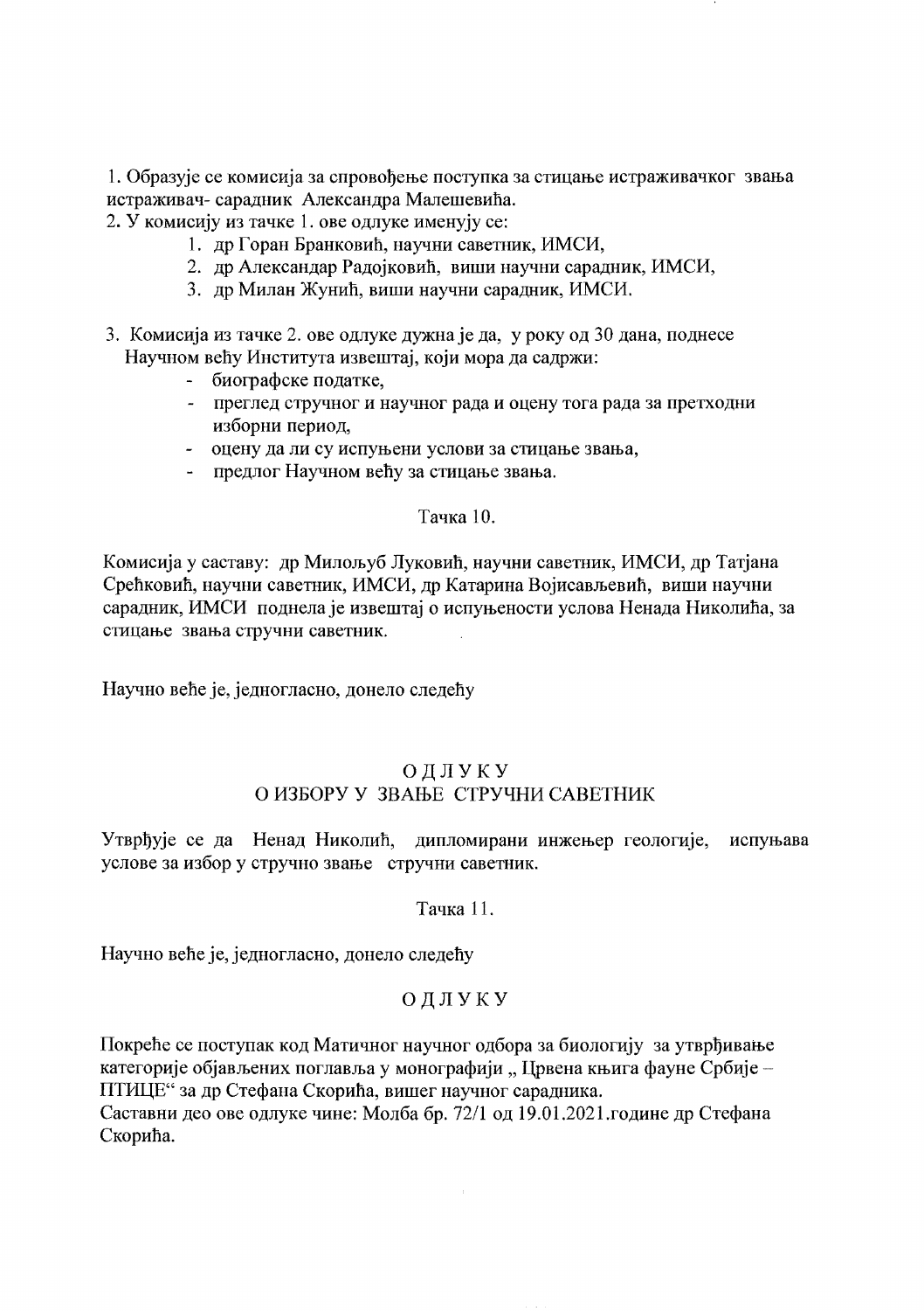1. Образује се комисија за спровођење поступка за стицање истраживачког звања истраживач- сарадник Александра Малешевића.
2. У комисију из тачке 1. ове одлуке именују се:
   1. др Горан Бранковић, научни саветник, ИМСИ,
   2. др Александар Радојковић, виши научни сарадник, ИМСИ,
   3. др Милан Жунић, виши научни сарадник, ИМСИ.
3. Комисија из тачке 2. ове одлуке дужна је да, у року од 30 дана, поднесе Научном већу Института извештај, који мора да садржи:
   - биографске податке,
   - преглед стручног и научног рада и оцену тога рада за претходни изборни период,
   - оцену да ли су испуњени услови за стицање звања,
   - предлог Научном већу за стицање звања.

Тачка 10.

Комисија у саставу: др Милољуб Луковић, научни саветник, ИМСИ, др Татјана Срећковић, научни саветник, ИМСИ, др Катарина Војисављевић, виши научни сарадник, ИМСИ поднела је извештај о испуњености услова Ненада Николића, за стицање звања стручни саветник.

Научно веће је, једногласно, донело следећу

## ОДЛУКУ
## О ИЗБОРУ У ЗВАЊЕ СТРУЧНИ САВЕТНИК

Утврђује се да Ненад Николић, дипломирани инжењер геологије, испуњава услове за избор у стручно звање стручни саветник.

Тачка 11.

Научно веће је, једногласно, донело следећу

## ОДЛУКУ

Покреће се поступак код Матичног научног одбора за биологију за утврђивање категорије објављених поглавља у монографији „ Црвена књига фауне Србије – ПТИЦЕ“ за др Стефана Скорића, вишег научног сарадника.
Саставни део ове одлуке чине: Молба бр. 72/1 од 19.01.2021.године др Стефана Скорића.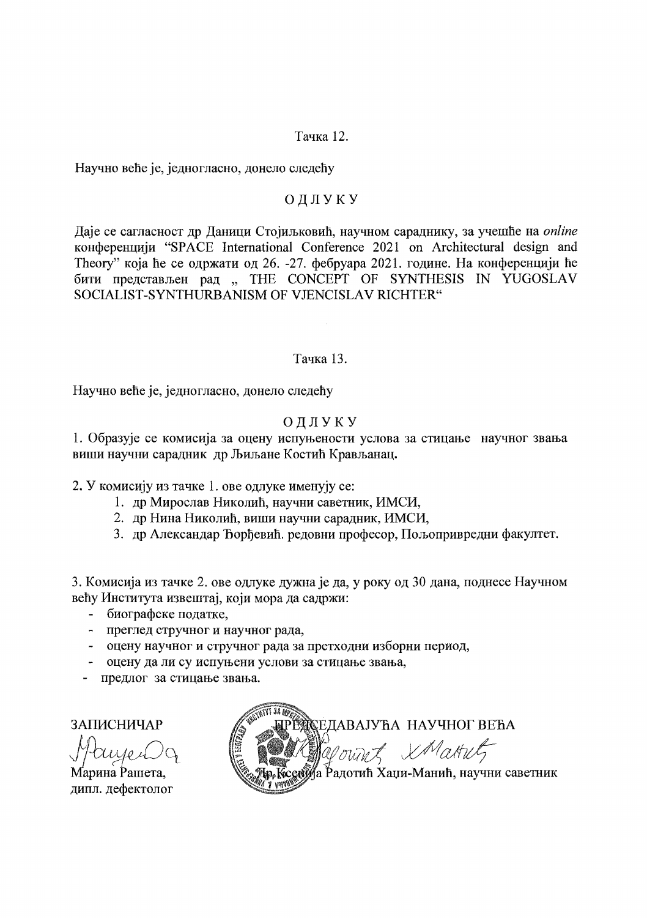Тачка 12.

Научно веће је, једногласно, донело следећу

ОДЛУКУ

Даје се сагласност др Даници Стојиљковић, научном сараднику, за учешће на *online* конференцији "SPACE International Conference 2021 on Architectural design and Theory" која ће се одржати од 26. -27. фебруара 2021. године. На конференцији ће бити представљен рад „ THE CONCEPT OF SYNTHESIS IN YUGOSLAV SOCIALIST-SYNTHURBANISM OF VJENCISLAV RICHTER"

Тачка 13.

Научно веће је, једногласно, донело следећу

ОДЛУКУ

1. Образује се комисија за оцену испуњености услова за стицање научног звања виши научни сарадник др **Љиљане Костић Крављанац.**

**2.** У комисију из тачке 1. ове одлуке именују се:

   1. др Мирослав Николић, научни саветник, ИМСИ,
   2. др Нина Николић, виши научни сарадник, ИМСИ,
   3. др Александар Ђорђевић. редовни професор, Пољопривредни факултет.

3. Комисија из тачке 2. ове одлуке дужна је да, у року од 30 дана, поднесе Научном већу Института извештај, који мора да садржи:

- биографске податке,
- преглед стручног и научног рада,
- оцену научног и стручног рада за претходни изборни период,
- оцену да ли су испуњени услови за стицање звања,
- предлог за стицање звања.

ЗАПИСНИЧАР

Марина Рашета,
дипл. дефектолог

ПРЕДСЕДАВАЈУЋА НАУЧНОГ ВЕЋА

Др Ксенија Радотић Хаџи-Манић, научни саветник